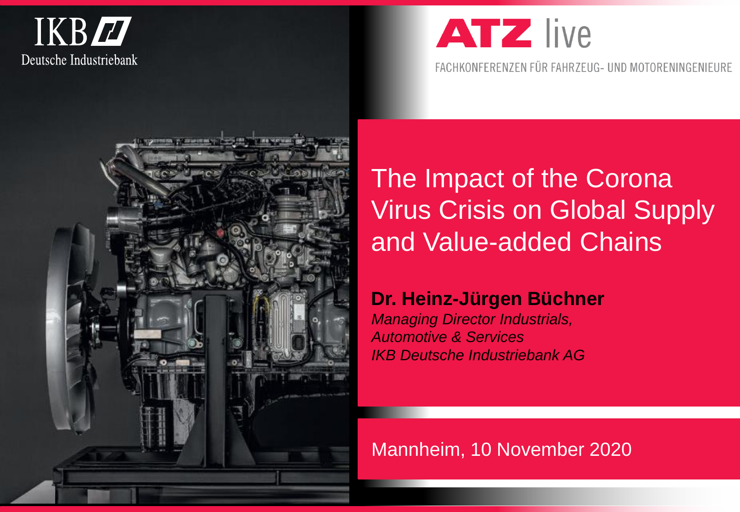IKB Deutsche Industriebank

ATZ live

FACHKONFERENZEN FÜR FAHRZEUG- UND MOTORENINGENIEURE

# The Impact of the Corona Virus Crisis on Global Supply and Value-added Chains

**Dr. Heinz-Jürgen Büchner**

*Managing Director Industrials, Automotive & Services*

*IKB Deutsche Industriebank AG*

Mannheim, 10 November 2020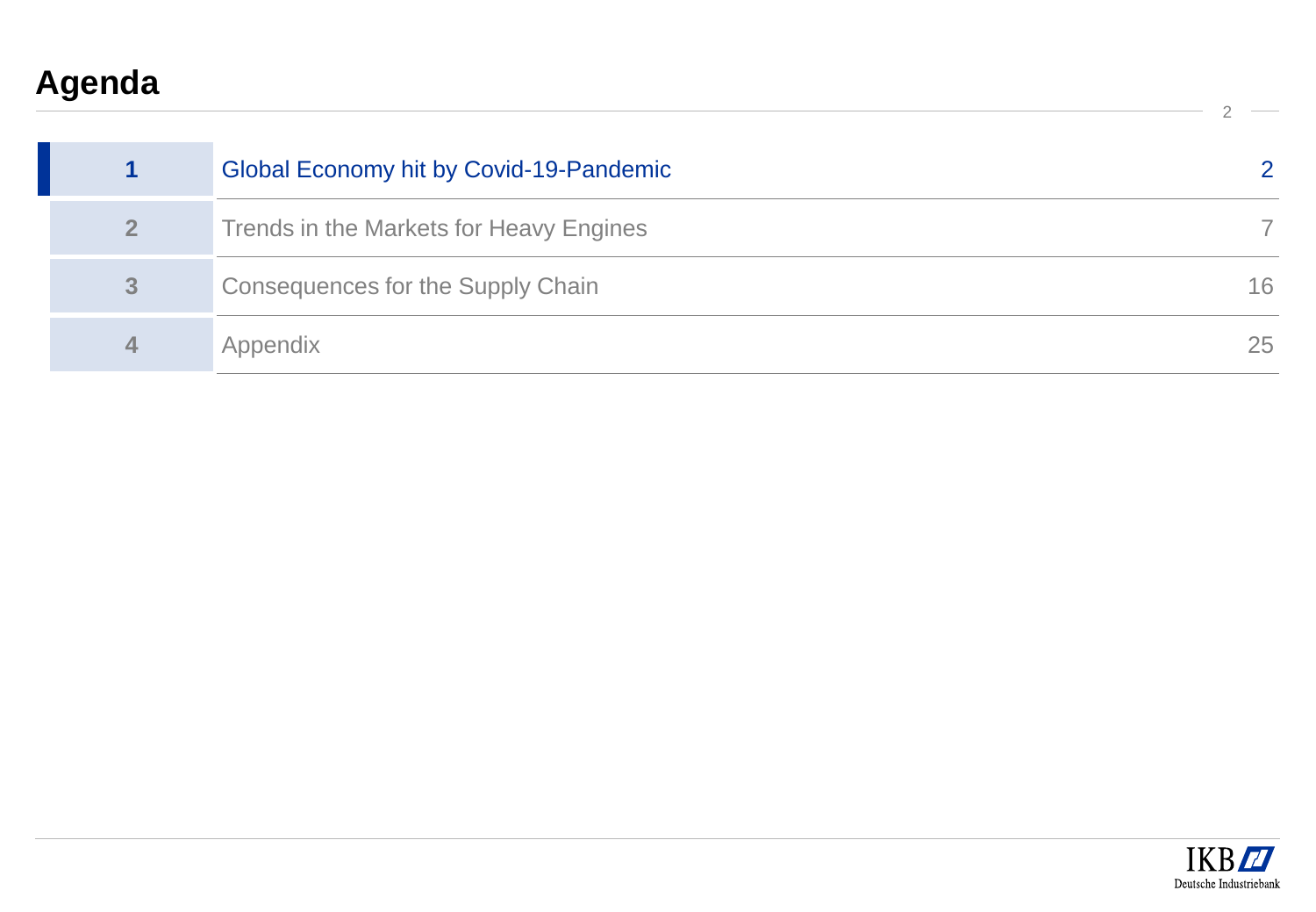# Agenda

| | | |
|---|---|---|
| **1** | Global Economy hit by Covid-19-Pandemic | 2 |
| **2** | Trends in the Markets for Heavy Engines | 7 |
| **3** | Consequences for the Supply Chain | 16 |
| **4** | Appendix | 25 |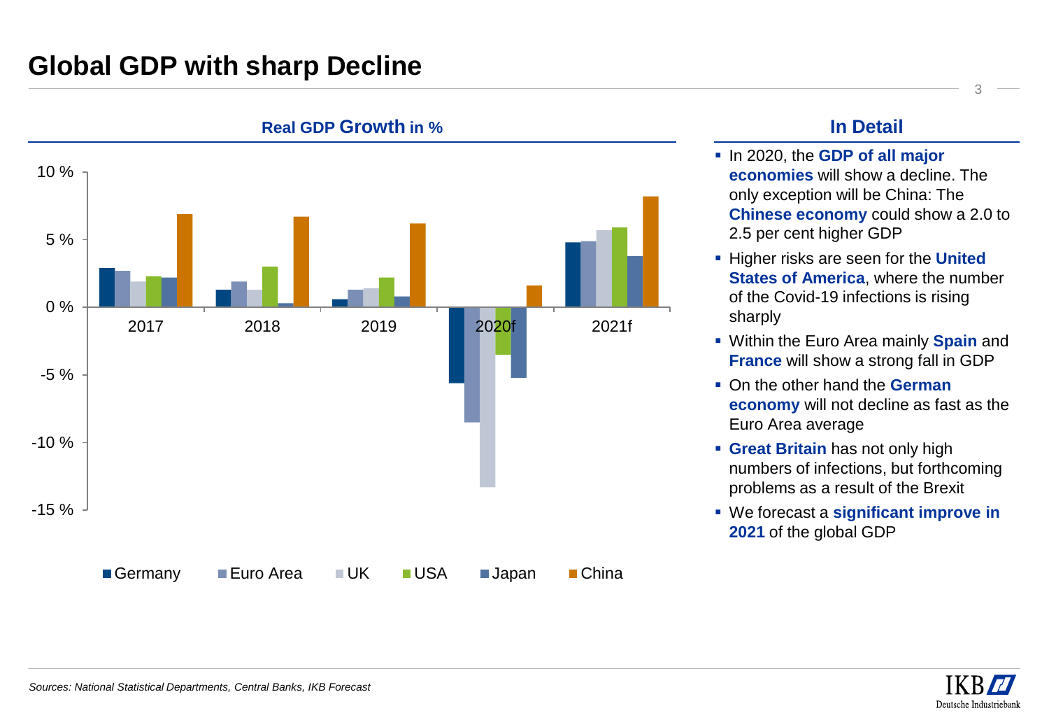# Global GDP with sharp Decline

**Real GDP Growth in %**

Legend: Germany, Euro Area, UK, USA, Japan, China

Years: 2017, 2018, 2019, 2020f, 2021f

Y-axis: 10 %, 5 %, 0 %, -5 %, -10 %, -15 %

## In Detail

- In 2020, the **GDP of all major economies** will show a decline. The only exception will be China: The **Chinese economy** could show a 2.0 to 2.5 per cent higher GDP
- Higher risks are seen for the **United States of America**, where the number of the Covid-19 infections is rising sharply
- Within the Euro Area mainly **Spain** and **France** will show a strong fall in GDP
- On the other hand the **German economy** will not decline as fast as the Euro Area average
- **Great Britain** has not only high numbers of infections, but forthcoming problems as a result of the Brexit
- We forecast a **significant improve in 2021** of the global GDP

*Sources: National Statistical Departments, Central Banks, IKB Forecast*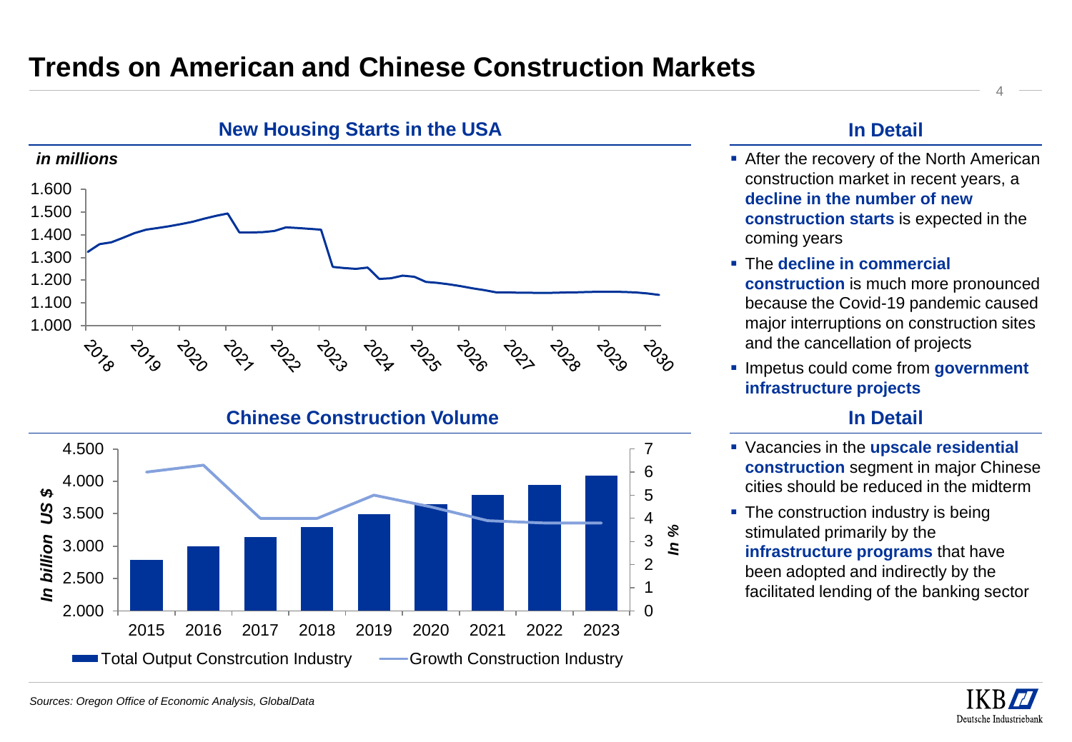# Trends on American and Chinese Construction Markets

## New Housing Starts in the USA

*in millions*

1.600
1.500
1.400
1.300
1.200
1.100
1.000

2018 2019 2020 2021 2022 2023 2024 2025 2026 2027 2028 2029 2030

## Chinese Construction Volume

*In billion US $* / *In %*

4.500 / 7
4.000 / 6
3.500 / 5
3.000 / 4
2.500 / 3
2.000 / 2
1
0

2015 2016 2017 2018 2019 2020 2021 2022 2023

Total Output Constrcution Industry — Growth Construction Industry

## In Detail

- After the recovery of the North American construction market in recent years, a **decline in the number of new construction starts** is expected in the coming years
- The **decline in commercial construction** is much more pronounced because the Covid-19 pandemic caused major interruptions on construction sites and the cancellation of projects
- Impetus could come from **government infrastructure projects**

## In Detail

- Vacancies in the **upscale residential construction** segment in major Chinese cities should be reduced in the midterm
- The construction industry is being stimulated primarily by the **infrastructure programs** that have been adopted and indirectly by the facilitated lending of the banking sector

*Sources: Oregon Office of Economic Analysis, GlobalData*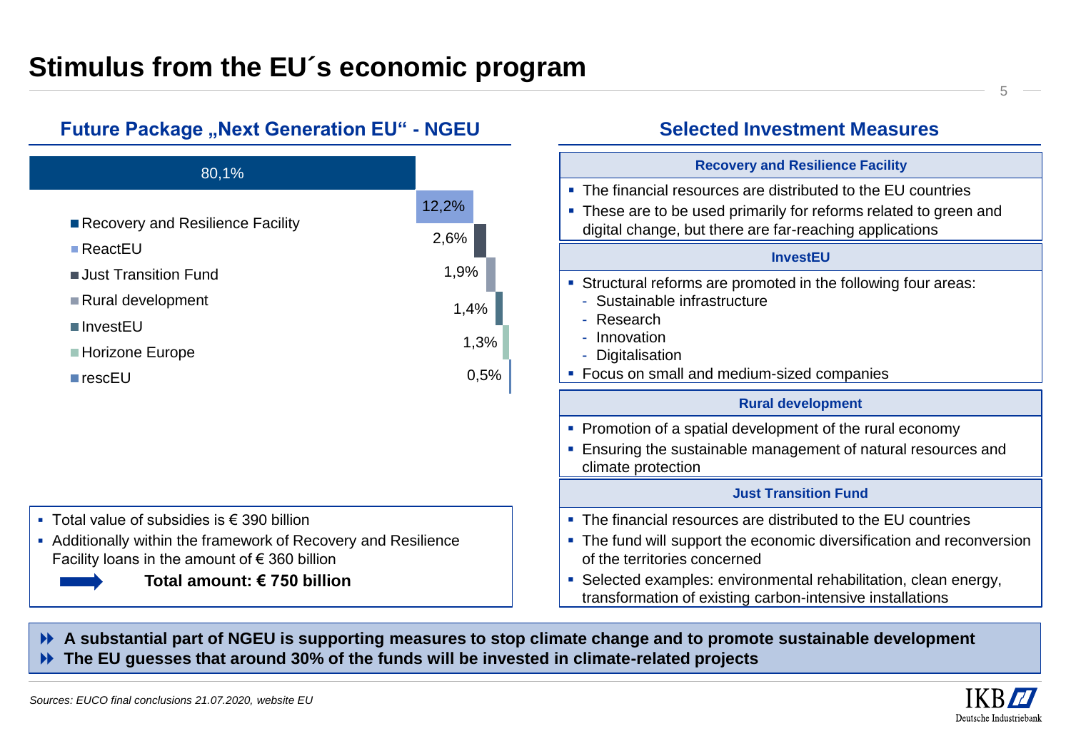# Stimulus from the EU´s economic program

## Future Package „Next Generation EU“ - NGEU

| Component | Share |
| --- | --- |
| Recovery and Resilience Facility | 80,1% |
| ReactEU | 12,2% |
| Just Transition Fund | 2,6% |
| Rural development | 1,9% |
| InvestEU | 1,4% |
| Horizone Europe | 1,3% |
| rescEU | 0,5% |

- Total value of subsidies is € 390 billion
- Additionally within the framework of Recovery and Resilience Facility loans in the amount of € 360 billion

**Total amount: € 750 billion**

## Selected Investment Measures

### Recovery and Resilience Facility

- The financial resources are distributed to the EU countries
- These are to be used primarily for reforms related to green and digital change, but there are far-reaching applications

### InvestEU

- Structural reforms are promoted in the following four areas:
  - Sustainable infrastructure
  - Research
  - Innovation
  - Digitalisation
- Focus on small and medium-sized companies

### Rural development

- Promotion of a spatial development of the rural economy
- Ensuring the sustainable management of natural resources and climate protection

### Just Transition Fund

- The financial resources are distributed to the EU countries
- The fund will support the economic diversification and reconversion of the territories concerned
- Selected examples: environmental rehabilitation, clean energy, transformation of existing carbon-intensive installations

**A substantial part of NGEU is supporting measures to stop climate change and to promote sustainable development**

**The EU guesses that around 30% of the funds will be invested in climate-related projects**

*Sources: EUCO final conclusions 21.07.2020, website EU*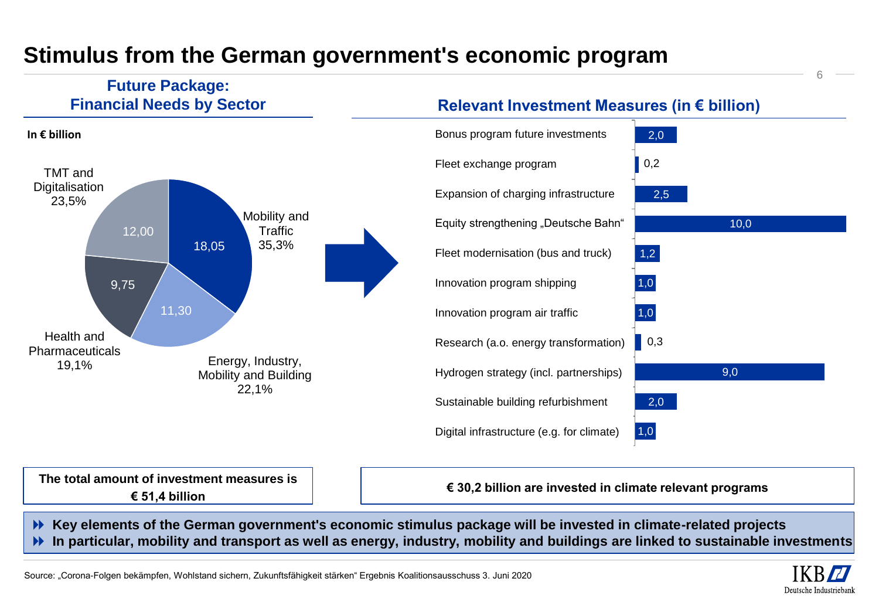# Stimulus from the German government's economic program

## Future Package: Financial Needs by Sector

In € billion

| Sector | € billion | Share |
|---|---|---|
| Mobility and Traffic | 18,05 | 35,3% |
| Energy, Industry, Mobility and Building | 11,30 | 22,1% |
| Health and Pharmaceuticals | 9,75 | 19,1% |
| TMT and Digitalisation | 12,00 | 23,5% |

## Relevant Investment Measures (in € billion)

| Measure | € billion |
|---|---|
| Bonus program future investments | 2,0 |
| Fleet exchange program | 0,2 |
| Expansion of charging infrastructure | 2,5 |
| Equity strengthening „Deutsche Bahn“ | 10,0 |
| Fleet modernisation (bus and truck) | 1,2 |
| Innovation program shipping | 1,0 |
| Innovation program air traffic | 1,0 |
| Research (a.o. energy transformation) | 0,3 |
| Hydrogen strategy (incl. partnerships) | 9,0 |
| Sustainable building refurbishment | 2,0 |
| Digital infrastructure (e.g. for climate) | 1,0 |

**The total amount of investment measures is € 51,4 billion**

**€ 30,2 billion are invested in climate relevant programs**

- **Key elements of the German government's economic stimulus package will be invested in climate-related projects**
- **In particular, mobility and transport as well as energy, industry, mobility and buildings are linked to sustainable investments**

Source: „Corona-Folgen bekämpfen, Wohlstand sichern, Zukunftsfähigkeit stärken“ Ergebnis Koalitionsausschuss 3. Juni 2020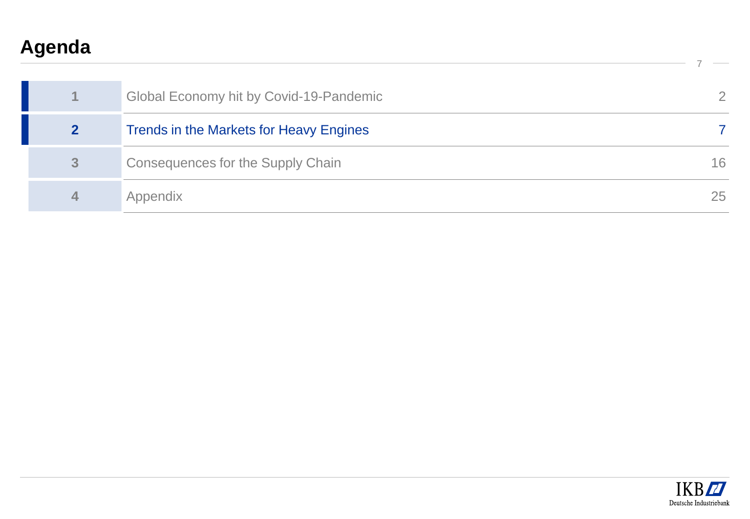# Agenda

| | | |
|---|---|---|
| 1 | Global Economy hit by Covid-19-Pandemic | 2 |
| **2** | **Trends in the Markets for Heavy Engines** | **7** |
| 3 | Consequences for the Supply Chain | 16 |
| 4 | Appendix | 25 |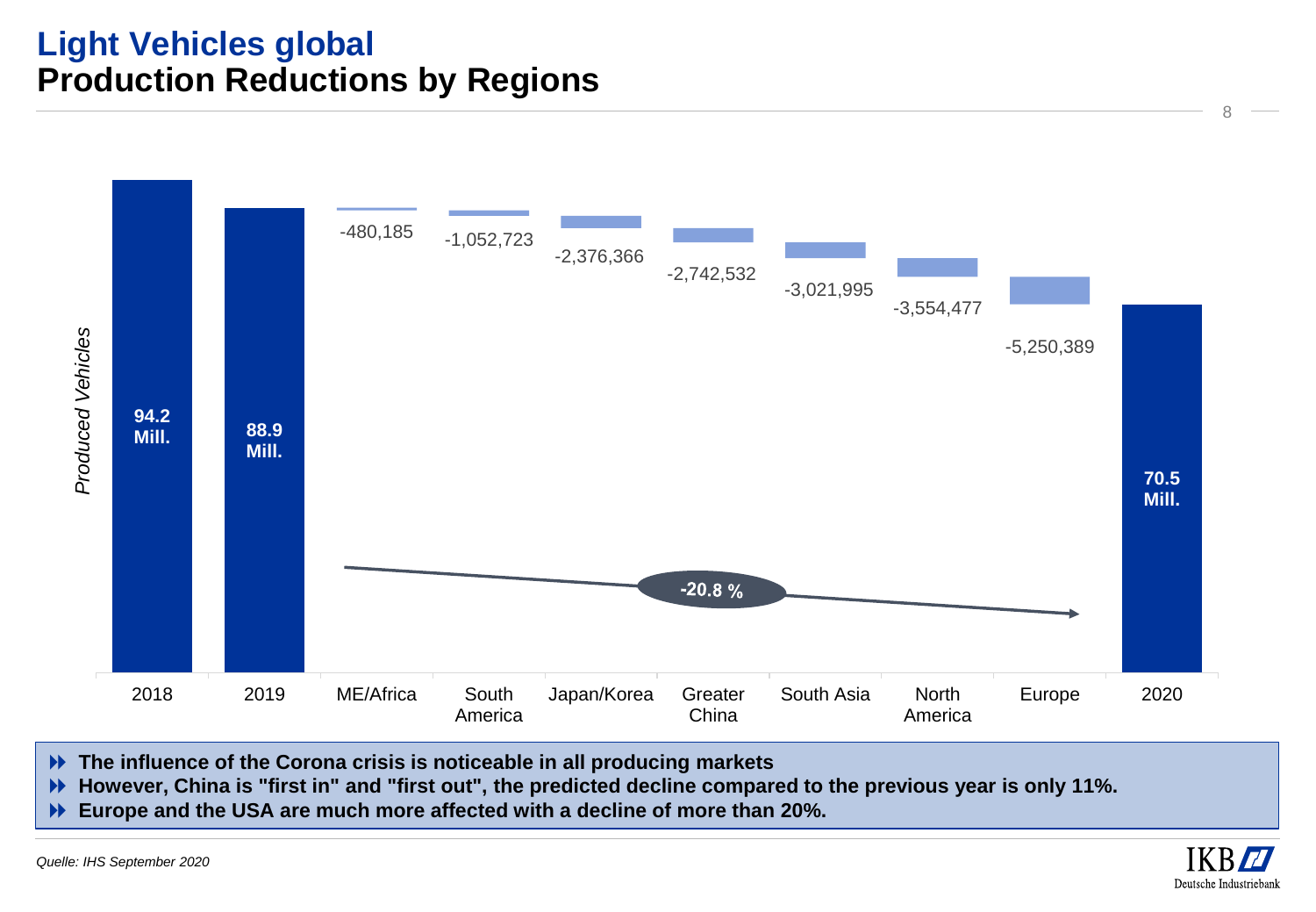# Light Vehicles global
## Production Reductions by Regions

*Produced Vehicles*

| Category | Value |
|---|---|
| 2018 | 94.2 Mill. |
| 2019 | 88.9 Mill. |
| ME/Africa | -480,185 |
| South America | -1,052,723 |
| Japan/Korea | -2,376,366 |
| Greater China | -2,742,532 |
| South Asia | -3,021,995 |
| North America | -3,554,477 |
| Europe | -5,250,389 |
| 2020 | 70.5 Mill. |

-20.8 %

- **The influence of the Corona crisis is noticeable in all producing markets**
- **However, China is "first in" and "first out", the predicted decline compared to the previous year is only 11%.**
- **Europe and the USA are much more affected with a decline of more than 20%.**

*Quelle: IHS September 2020*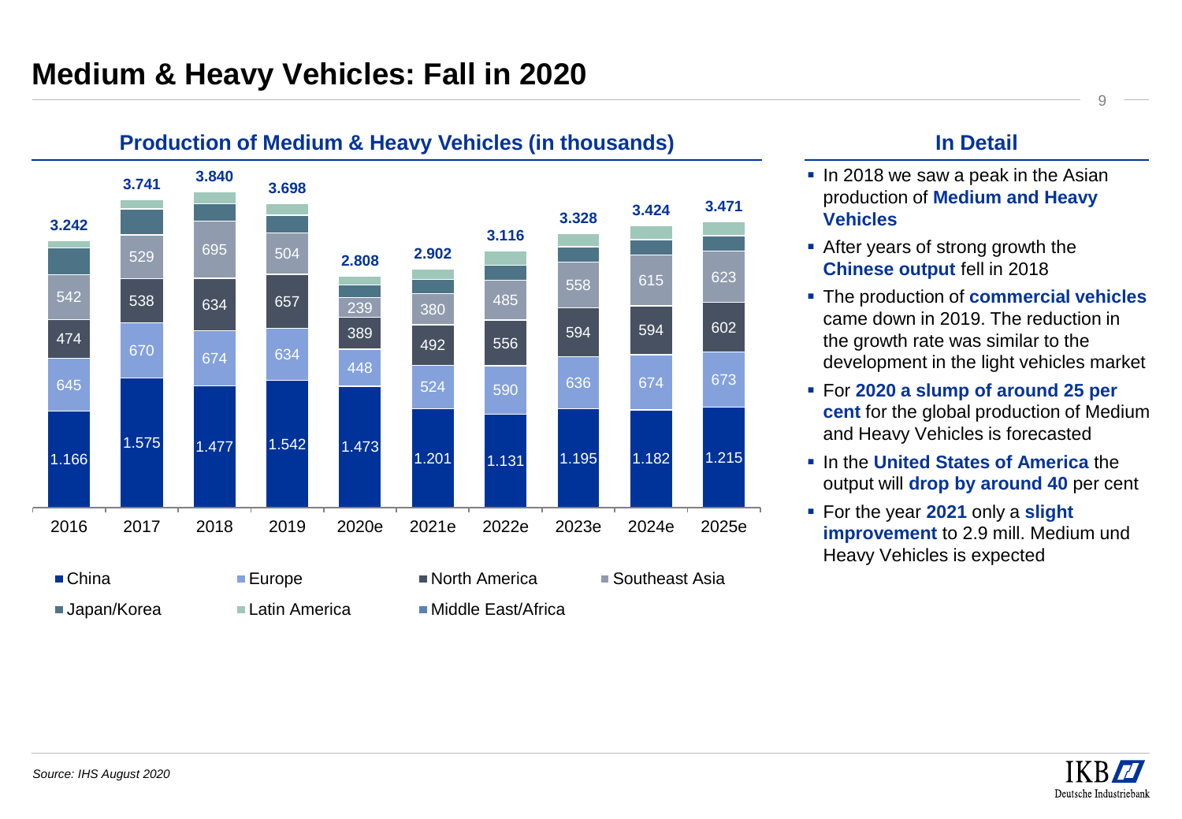# Medium & Heavy Vehicles: Fall in 2020

## Production of Medium & Heavy Vehicles (in thousands)

| | 2016 | 2017 | 2018 | 2019 | 2020e | 2021e | 2022e | 2023e | 2024e | 2025e |
|---|---|---|---|---|---|---|---|---|---|---|
| Total | 3.242 | 3.741 | 3.840 | 3.698 | 2.808 | 2.902 | 3.116 | 3.328 | 3.424 | 3.471 |
| China | 1.166 | 1.575 | 1.477 | 1.542 | 1.473 | 1.201 | 1.131 | 1.195 | 1.182 | 1.215 |
| Europe | 645 | 670 | 674 | 634 | 448 | 524 | 590 | 636 | 674 | 673 |
| North America | 474 | 538 | 634 | 657 | 389 | 492 | 556 | 594 | 594 | 602 |
| Southeast Asia | 542 | 529 | 695 | 504 | 239 | 380 | 485 | 558 | 615 | 623 |

Legend: China, Europe, North America, Southeast Asia, Japan/Korea, Latin America, Middle East/Africa

## In Detail

- In 2018 we saw a peak in the Asian production of **Medium and Heavy Vehicles**
- After years of strong growth the **Chinese output** fell in 2018
- The production of **commercial vehicles** came down in 2019. The reduction in the growth rate was similar to the development in the light vehicles market
- For **2020 a slump of around 25 per cent** for the global production of Medium and Heavy Vehicles is forecasted
- In the **United States of America** the output will **drop by around 40** per cent
- For the year **2021** only a **slight improvement** to 2.9 mill. Medium und Heavy Vehicles is expected

*Source: IHS August 2020*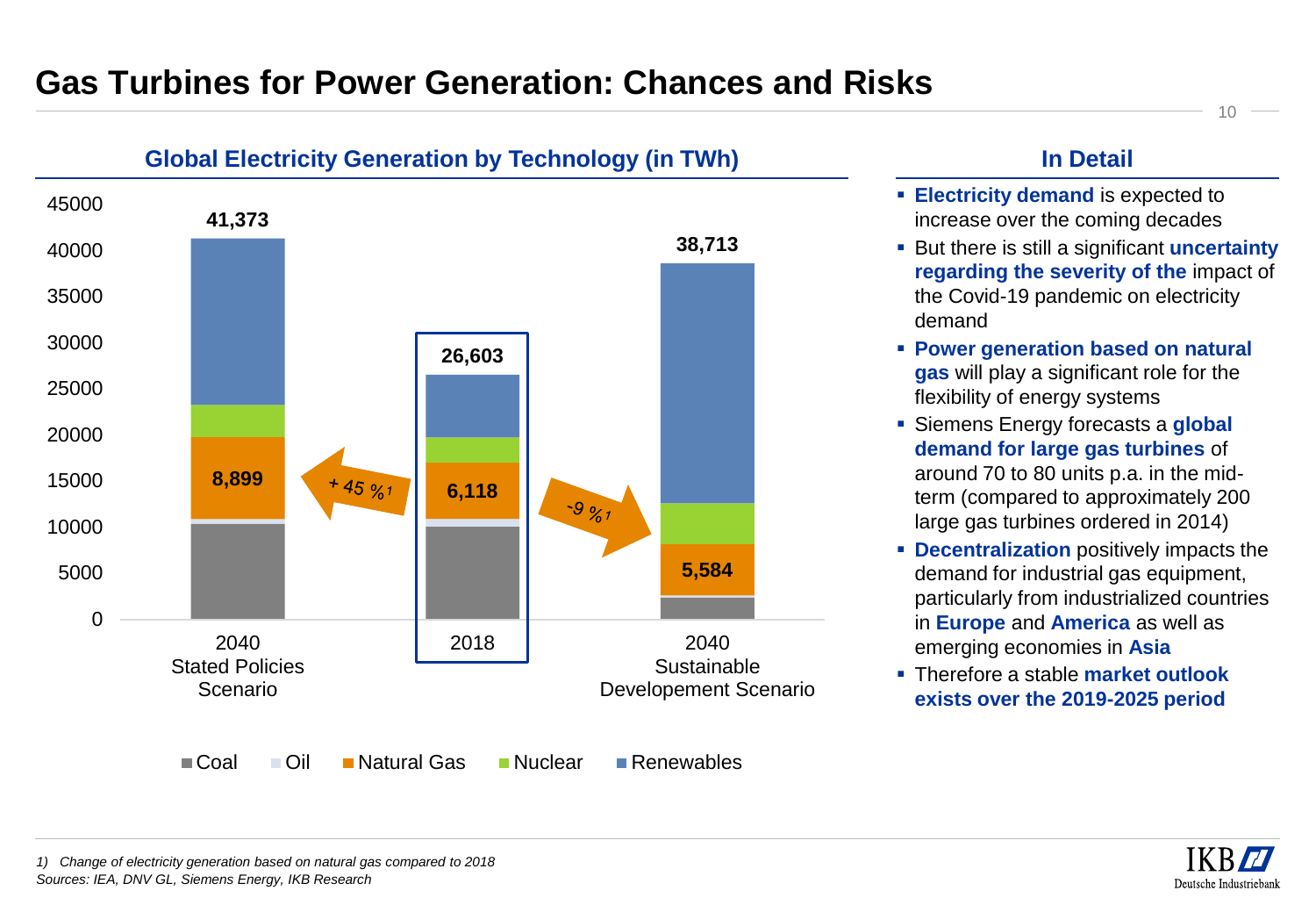# Gas Turbines for Power Generation: Chances and Risks

## Global Electricity Generation by Technology (in TWh)

| | 2040 Stated Policies Scenario | 2018 | 2040 Sustainable Developement Scenario |
|---|---|---|---|
| Total | 41,373 | 26,603 | 38,713 |
| Natural Gas | 8,899 | 6,118 | 5,584 |
| Change of natural gas vs. 2018[1] | + 45 % | | -9 % |

Legend: Coal, Oil, Natural Gas, Nuclear, Renewables

## In Detail

- **Electricity demand** is expected to increase over the coming decades
- But there is still a significant **uncertainty regarding the severity of the** impact of the Covid-19 pandemic on electricity demand
- **Power generation based on natural gas** will play a significant role for the flexibility of energy systems
- Siemens Energy forecasts a **global demand for large gas turbines** of around 70 to 80 units p.a. in the mid-term (compared to approximately 200 large gas turbines ordered in 2014)
- **Decentralization** positively impacts the demand for industrial gas equipment, particularly from industrialized countries in **Europe** and **America** as well as emerging economies in **Asia**
- Therefore a stable **market outlook exists over the 2019-2025 period**

*1) Change of electricity generation based on natural gas compared to 2018*
*Sources: IEA, DNV GL, Siemens Energy, IKB Research*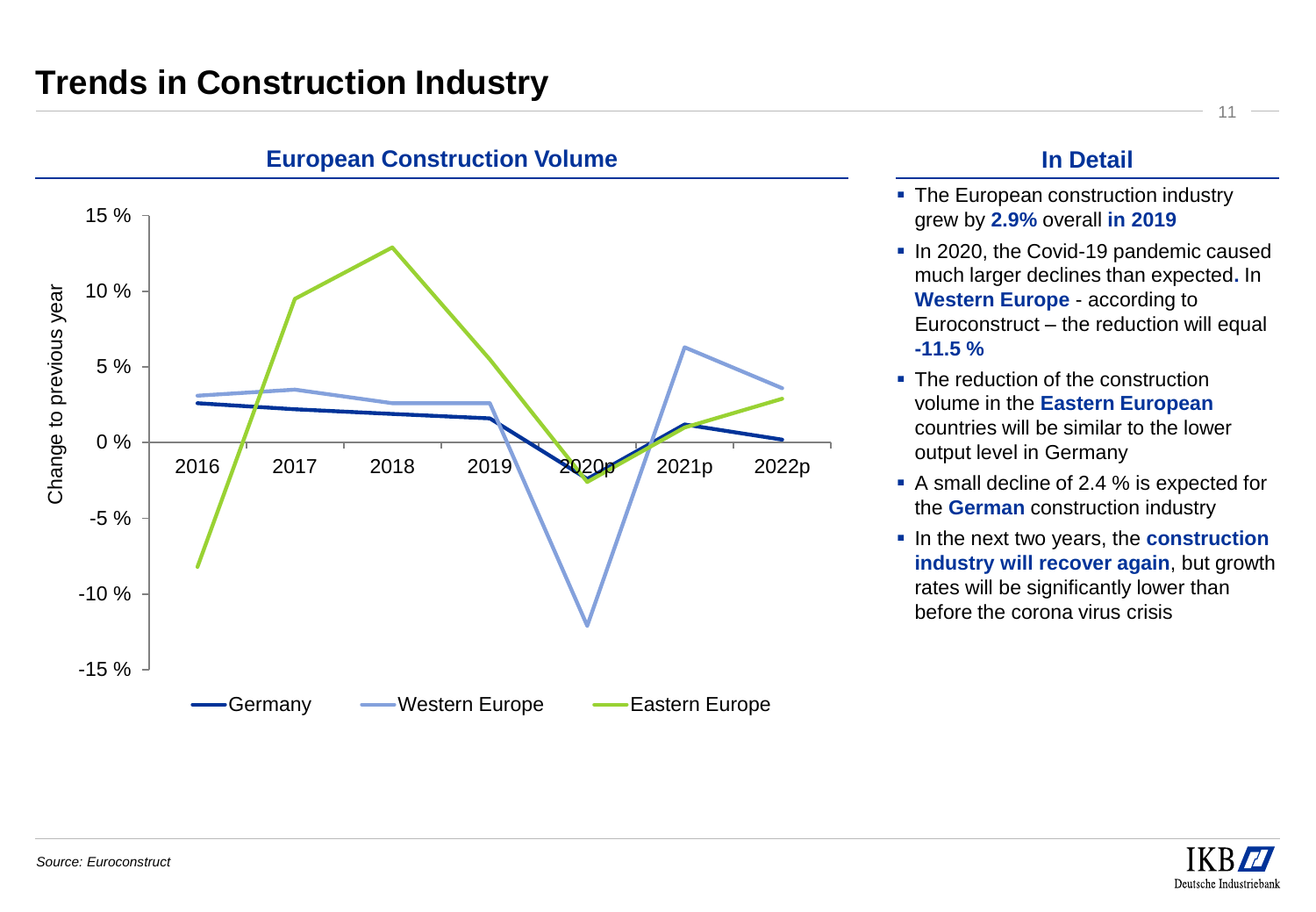# Trends in Construction Industry

## European Construction Volume

Change to previous year

| | 2016 | 2017 | 2018 | 2019 | 2020p | 2021p | 2022p |
|---|---|---|---|---|---|---|---|
| Germany | | | | | | | |
| Western Europe | | | | | | | |
| Eastern Europe | | | | | | | |

## In Detail

- The European construction industry grew by **2.9%** overall **in 2019**
- In 2020, the Covid-19 pandemic caused much larger declines than expected**.** In **Western Europe** - according to Euroconstruct – the reduction will equal **-11.5 %**
- The reduction of the construction volume in the **Eastern European** countries will be similar to the lower output level in Germany
- A small decline of 2.4 % is expected for the **German** construction industry
- In the next two years, the **construction industry will recover again**, but growth rates will be significantly lower than before the corona virus crisis

*Source: Euroconstruct*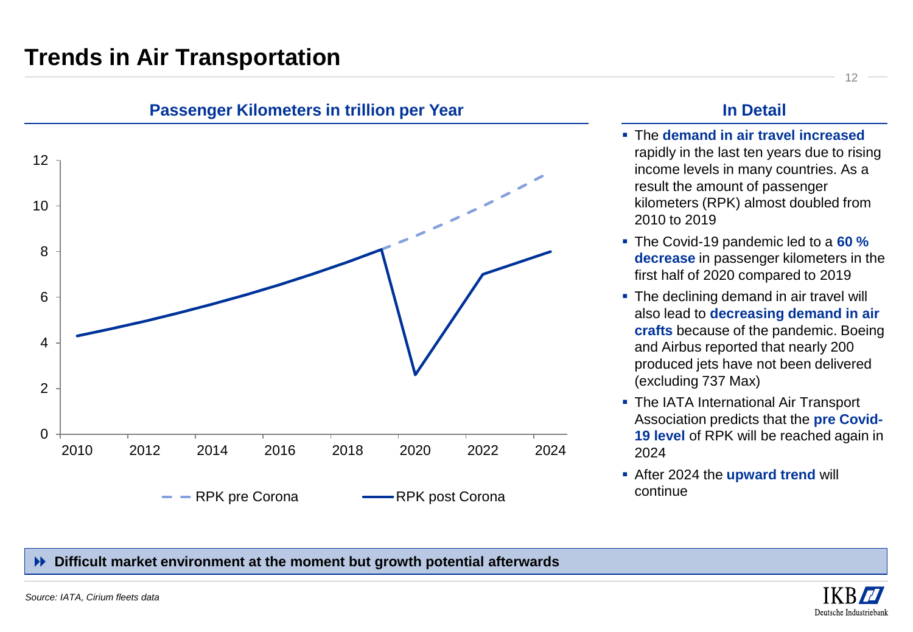# Trends in Air Transportation

## Passenger Kilometers in trillion per Year

RPK pre Corona — RPK post Corona

## In Detail

- The **demand in air travel increased** rapidly in the last ten years due to rising income levels in many countries. As a result the amount of passenger kilometers (RPK) almost doubled from 2010 to 2019
- The Covid-19 pandemic led to a **60 % decrease** in passenger kilometers in the first half of 2020 compared to 2019
- The declining demand in air travel will also lead to **decreasing demand in air crafts** because of the pandemic. Boeing and Airbus reported that nearly 200 produced jets have not been delivered (excluding 737 Max)
- The IATA International Air Transport Association predicts that the **pre Covid-19 level** of RPK will be reached again in 2024
- After 2024 the **upward trend** will continue

**Difficult market environment at the moment but growth potential afterwards**

*Source: IATA, Cirium fleets data*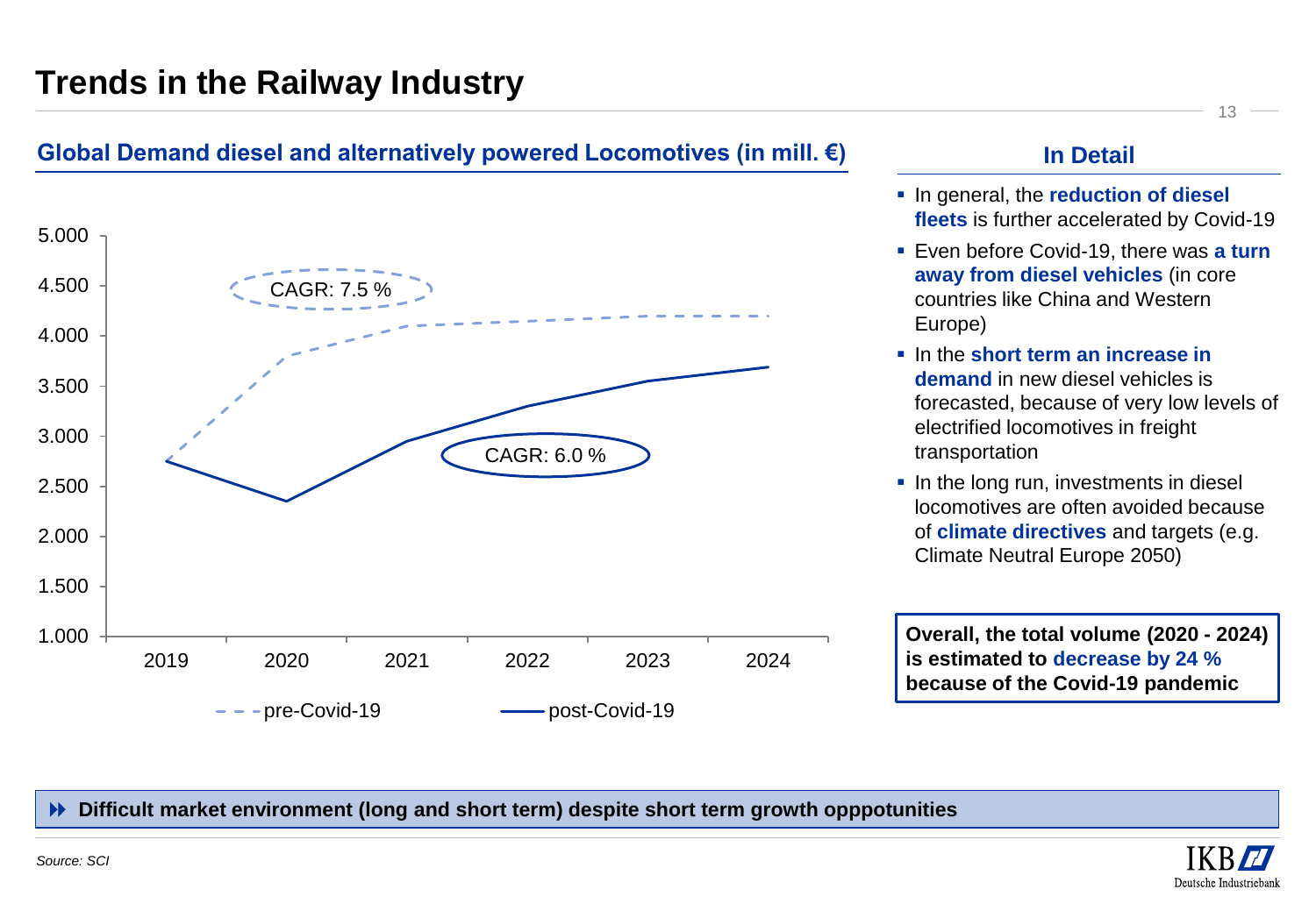# Trends in the Railway Industry

## Global Demand diesel and alternatively powered Locomotives (in mill. €)

5.000
4.500
4.000
3.500
3.000
2.500
2.000
1.500
1.000

2019 2020 2021 2022 2023 2024

CAGR: 7.5 %

CAGR: 6.0 %

pre-Covid-19 post-Covid-19

## In Detail

- In general, the **reduction of diesel fleets** is further accelerated by Covid-19
- Even before Covid-19, there was **a turn away from diesel vehicles** (in core countries like China and Western Europe)
- In the **short term an increase in demand** in new diesel vehicles is forecasted, because of very low levels of electrified locomotives in freight transportation
- In the long run, investments in diesel locomotives are often avoided because of **climate directives** and targets (e.g. Climate Neutral Europe 2050)

**Overall, the total volume (2020 - 2024) is estimated to decrease by 24 % because of the Covid-19 pandemic**

**Difficult market environment (long and short term) despite short term growth opppotunities**

*Source: SCI*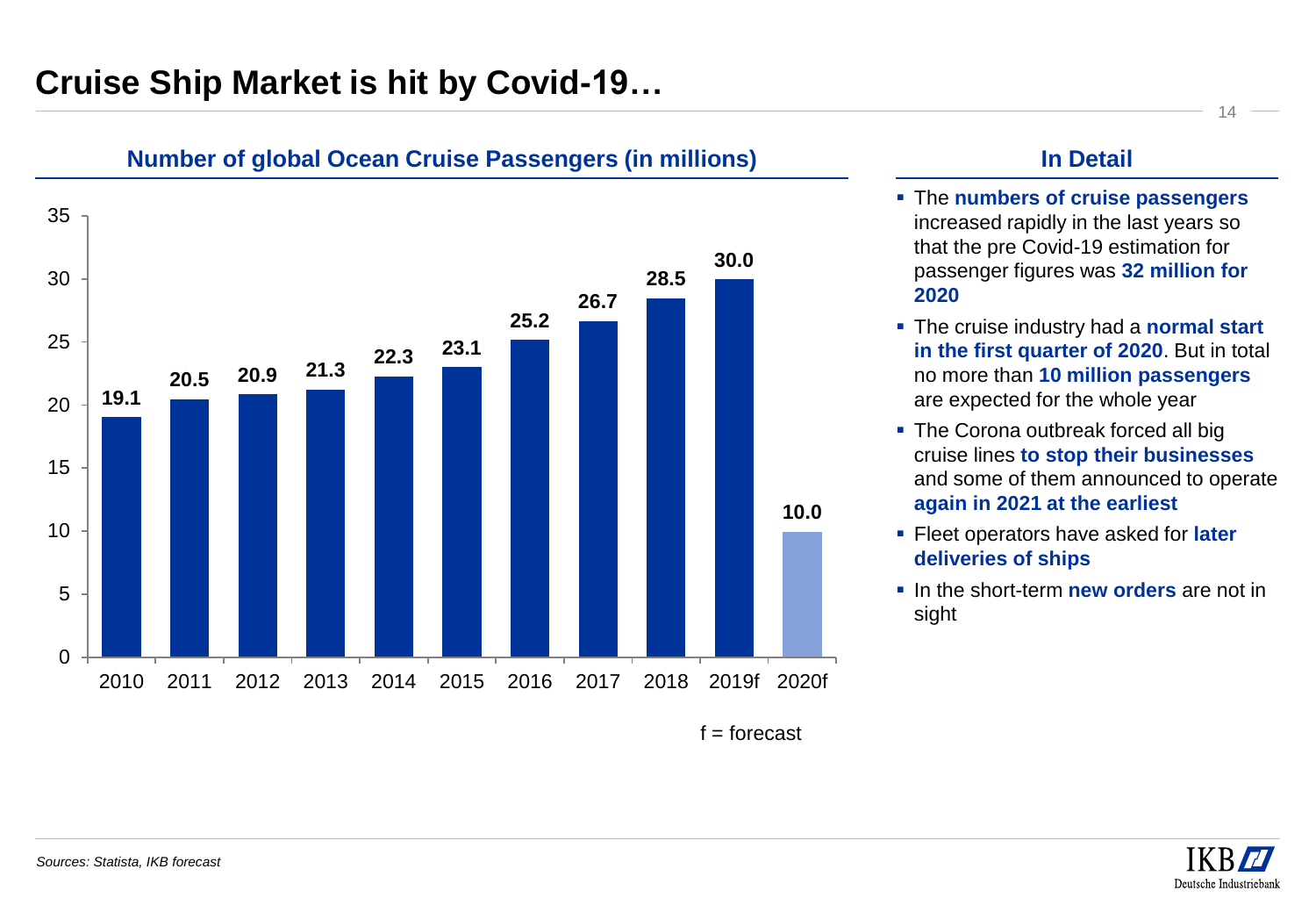# Cruise Ship Market is hit by Covid-19…

## Number of global Ocean Cruise Passengers (in millions)

| Year | Passengers (millions) |
|---|---|
| 2010 | 19.1 |
| 2011 | 20.5 |
| 2012 | 20.9 |
| 2013 | 21.3 |
| 2014 | 22.3 |
| 2015 | 23.1 |
| 2016 | 25.2 |
| 2017 | 26.7 |
| 2018 | 28.5 |
| 2019f | 30.0 |
| 2020f | 10.0 |

f = forecast

## In Detail

- The **numbers of cruise passengers** increased rapidly in the last years so that the pre Covid-19 estimation for passenger figures was **32 million for 2020**
- The cruise industry had a **normal start in the first quarter of 2020**. But in total no more than **10 million passengers** are expected for the whole year
- The Corona outbreak forced all big cruise lines **to stop their businesses** and some of them announced to operate **again in 2021 at the earliest**
- Fleet operators have asked for **later deliveries of ships**
- In the short-term **new orders** are not in sight

*Sources: Statista, IKB forecast*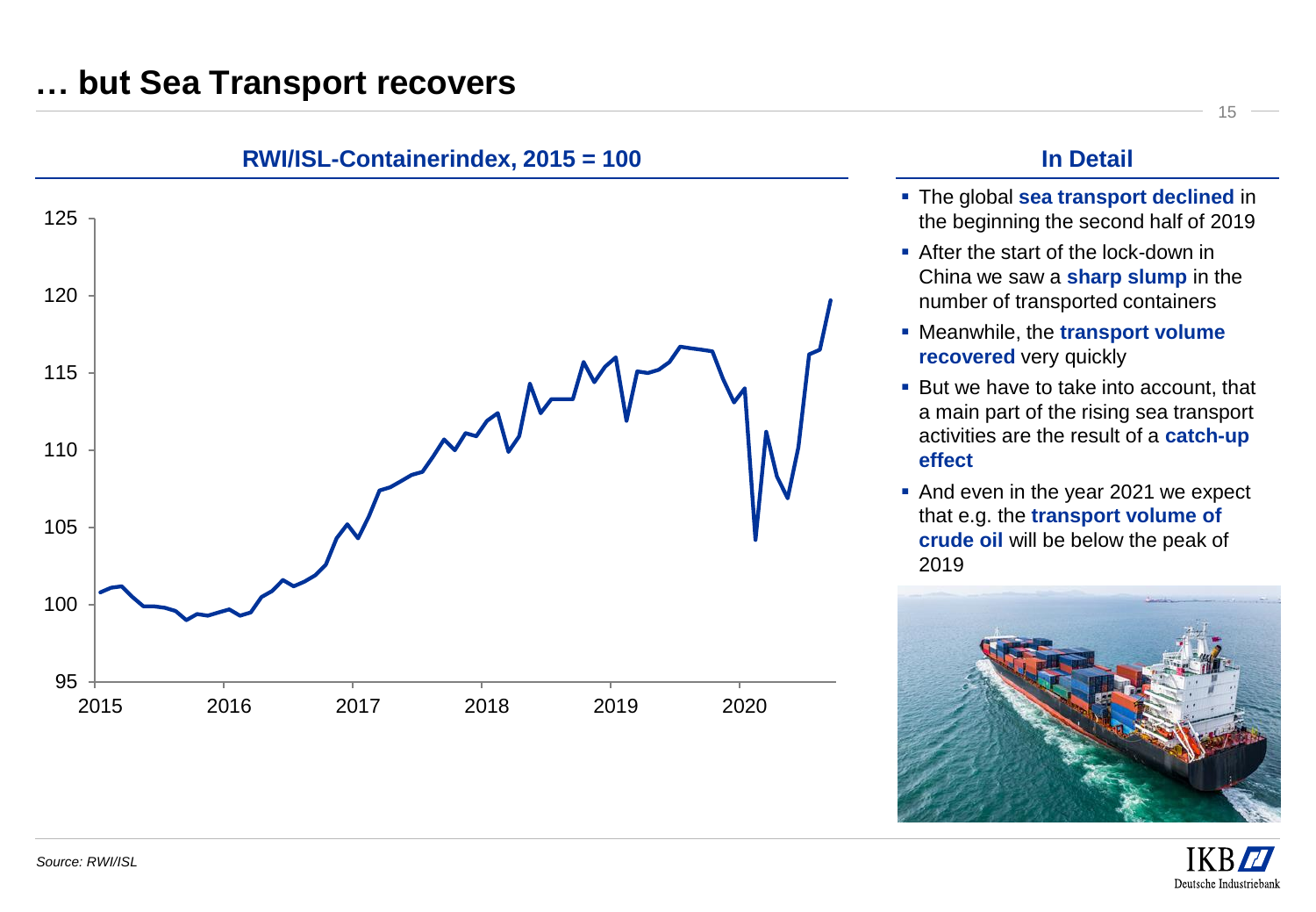# … but Sea Transport recovers

**RWI/ISL-Containerindex, 2015 = 100**

## In Detail

- The global **sea transport declined** in the beginning the second half of 2019
- After the start of the lock-down in China we saw a **sharp slump** in the number of transported containers
- Meanwhile, the **transport volume recovered** very quickly
- But we have to take into account, that a main part of the rising sea transport activities are the result of a **catch-up effect**
- And even in the year 2021 we expect that e.g. the **transport volume of crude oil** will be below the peak of 2019

*Source: RWI/ISL*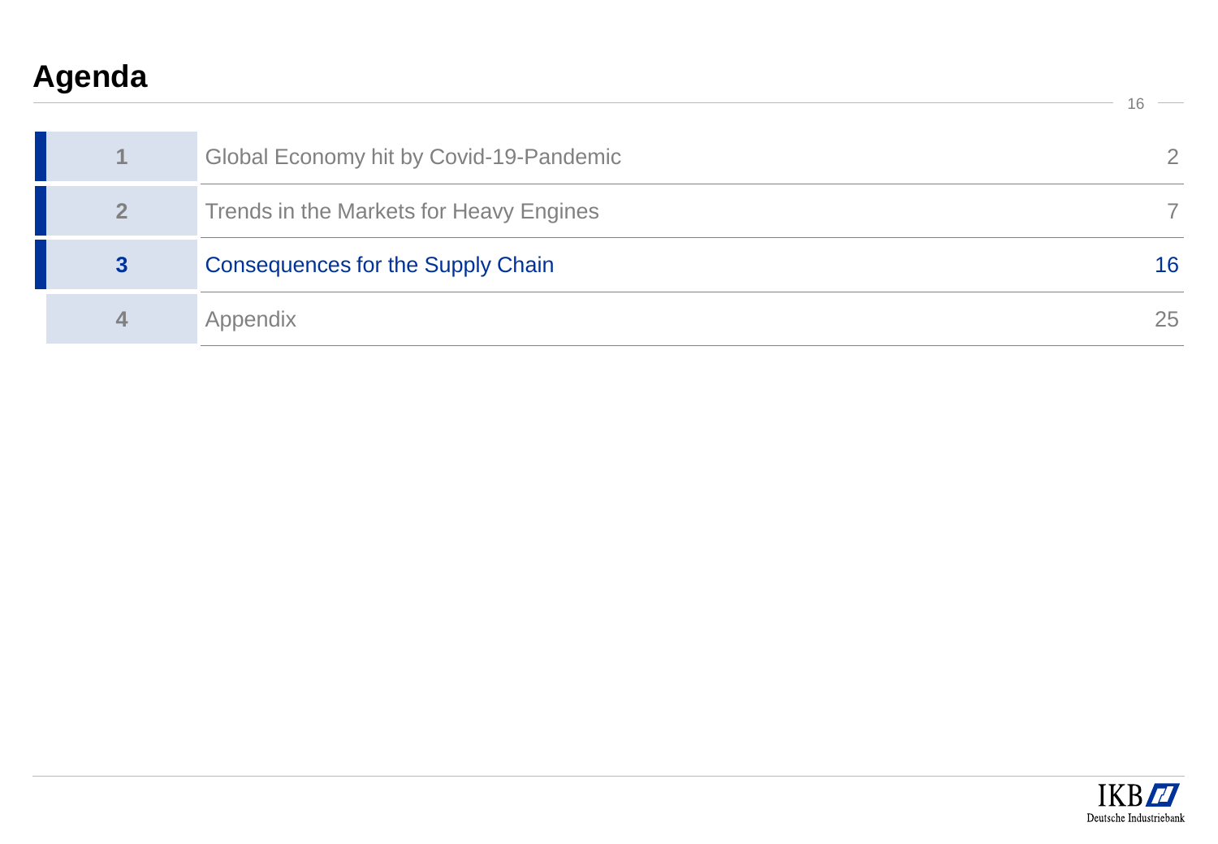# Agenda

| | | |
|---|---|---|
| 1 | Global Economy hit by Covid-19-Pandemic | 2 |
| 2 | Trends in the Markets for Heavy Engines | 7 |
| **3** | **Consequences for the Supply Chain** | **16** |
| 4 | Appendix | 25 |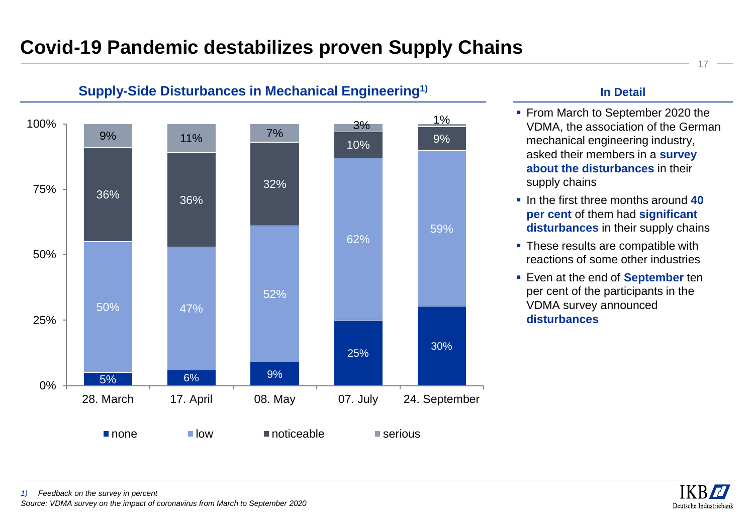# Covid-19 Pandemic destabilizes proven Supply Chains

## Supply-Side Disturbances in Mechanical Engineering[1)]

| | 28. March | 17. April | 08. May | 07. July | 24. September |
|---|---|---|---|---|---|
| none | 5% | 6% | 9% | 25% | 30% |
| low | 50% | 47% | 52% | 62% | 59% |
| noticeable | 36% | 36% | 32% | 10% | 9% |
| serious | 9% | 11% | 7% | 3% | 1% |

### In Detail

- From March to September 2020 the VDMA, the association of the German mechanical engineering industry, asked their members in a **survey about the disturbances** in their supply chains
- In the first three months around **40 per cent** of them had **significant disturbances** in their supply chains
- These results are compatible with reactions of some other industries
- Even at the end of **September** ten per cent of the participants in the VDMA survey announced **disturbances**

*1) Feedback on the survey in percent*

*Source: VDMA survey on the impact of coronavirus from March to September 2020*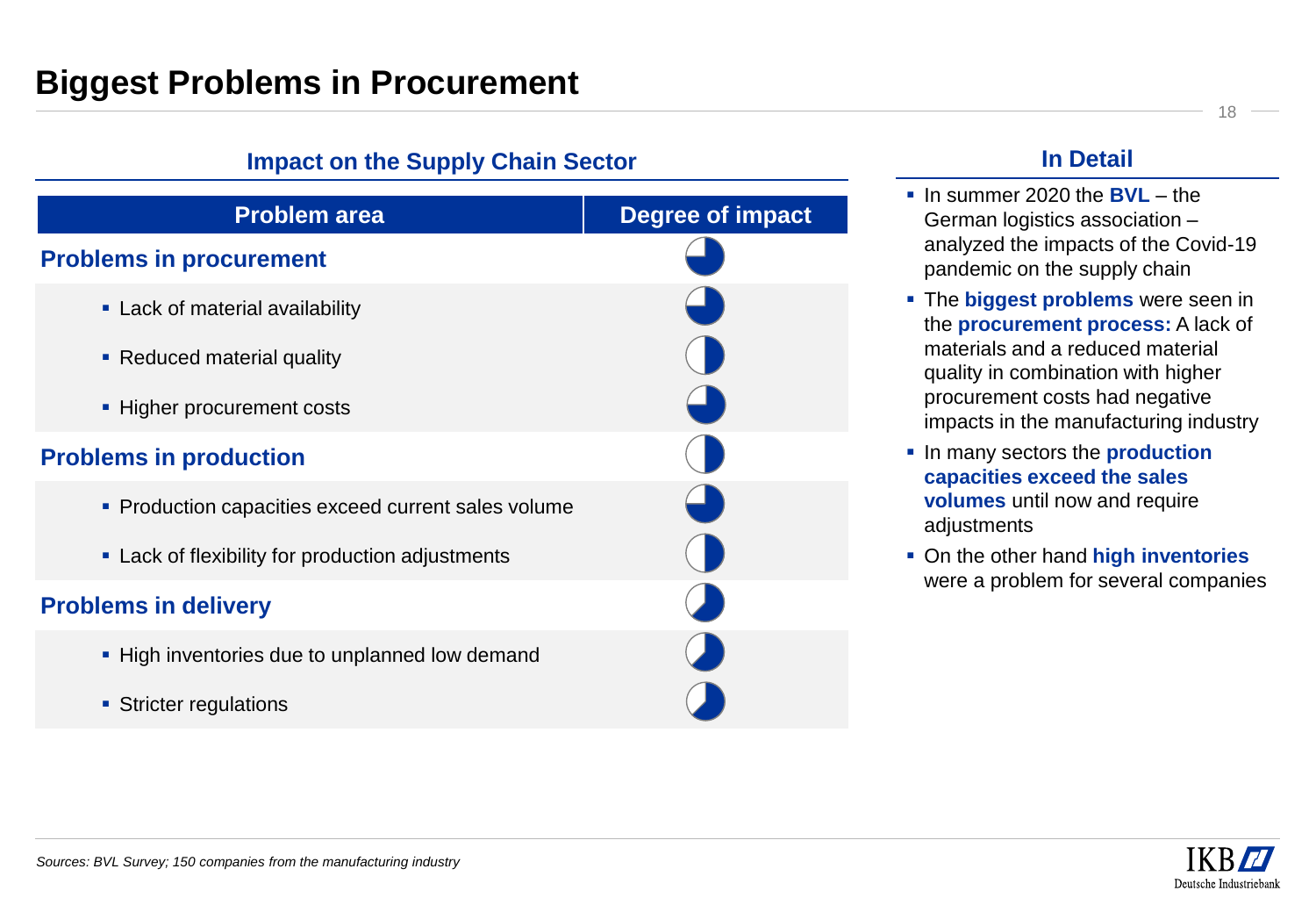# Biggest Problems in Procurement

## Impact on the Supply Chain Sector

| Problem area | Degree of impact |
|---|---|
| **Problems in procurement** | ◕ (3/4) |
| ▪ Lack of material availability | ◕ (3/4) |
| ▪ Reduced material quality | ◑ (1/2) |
| ▪ Higher procurement costs | ◕ (3/4) |
| **Problems in production** | ◑ (1/2) |
| ▪ Production capacities exceed current sales volume | ◕ (3/4) |
| ▪ Lack of flexibility for production adjustments | ◑ (1/2) |
| **Problems in delivery** | (between 1/2 and 3/4) |
| ▪ High inventories due to unplanned low demand | (between 1/2 and 3/4) |
| ▪ Stricter regulations | (between 1/2 and 3/4) |

## In Detail

- In summer 2020 the **BVL** – the German logistics association – analyzed the impacts of the Covid-19 pandemic on the supply chain
- The **biggest problems** were seen in the **procurement process:** A lack of materials and a reduced material quality in combination with higher procurement costs had negative impacts in the manufacturing industry
- In many sectors the **production capacities exceed the sales volumes** until now and require adjustments
- On the other hand **high inventories** were a problem for several companies

*Sources: BVL Survey; 150 companies from the manufacturing industry*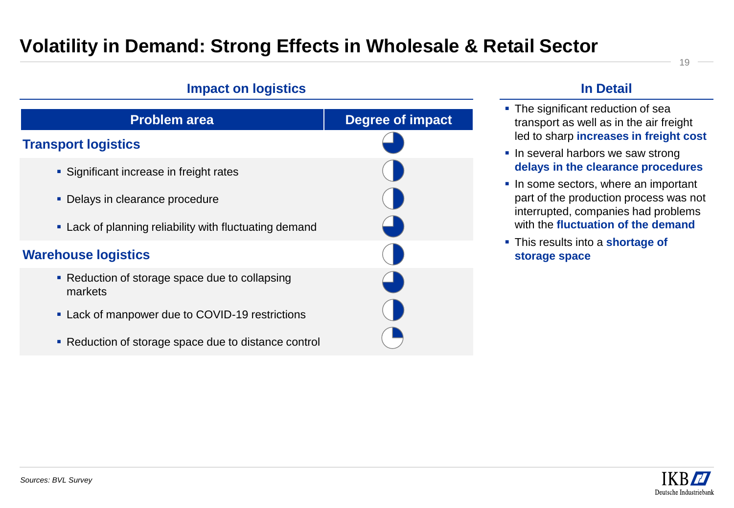# Volatility in Demand: Strong Effects in Wholesale & Retail Sector

## Impact on logistics

| Problem area | Degree of impact |
|---|---|
| **Transport logistics** | 3/4 |
| ▪ Significant increase in freight rates | 1/2 |
| ▪ Delays in clearance procedure | 1/2 |
| ▪ Lack of planning reliability with fluctuating demand | 3/4 |
| **Warehouse logistics** | 1/2 |
| ▪ Reduction of storage space due to collapsing markets | 3/4 |
| ▪ Lack of manpower due to COVID-19 restrictions | 1/2 |
| ▪ Reduction of storage space due to distance control | 1/4 |

## In Detail

- The significant reduction of sea transport as well as in the air freight led to sharp **increases in freight cost**
- In several harbors we saw strong **delays in the clearance procedures**
- In some sectors, where an important part of the production process was not interrupted, companies had problems with the **fluctuation of the demand**
- This results into a **shortage of storage space**

*Sources: BVL Survey*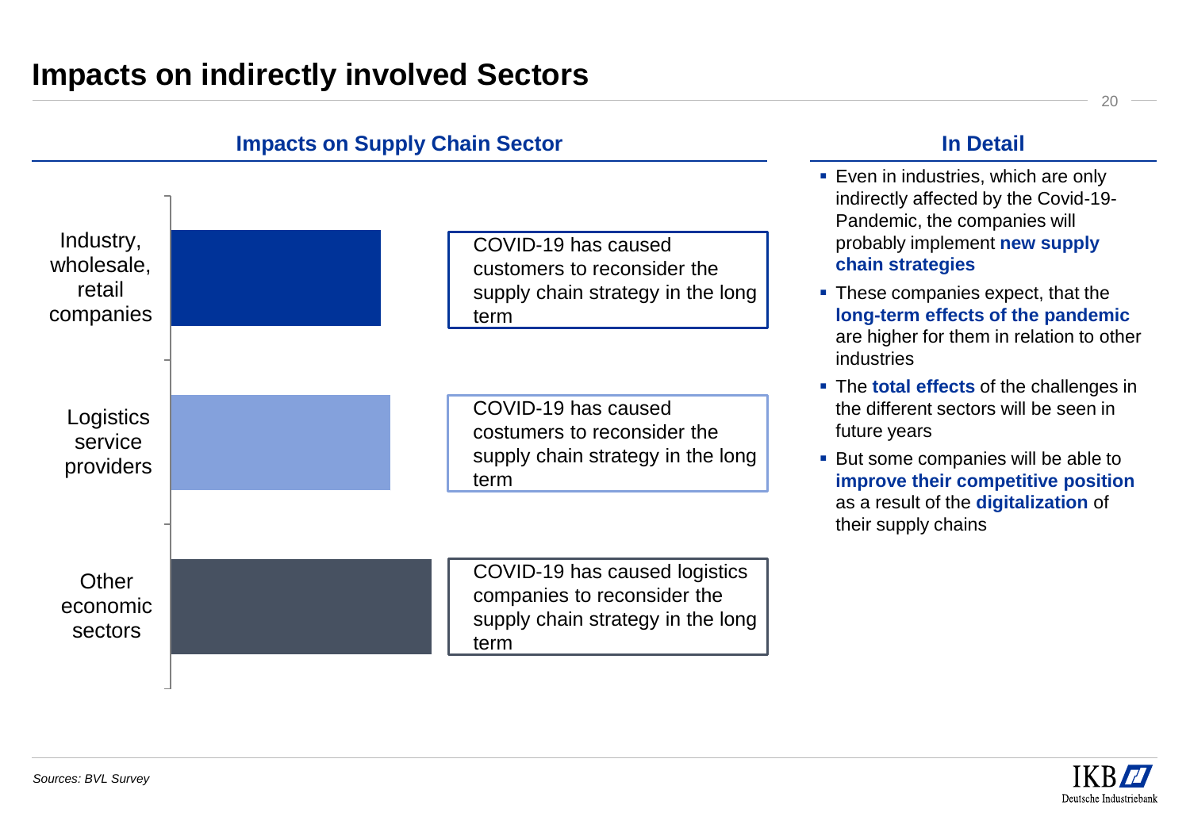# Impacts on indirectly involved Sectors

## Impacts on Supply Chain Sector

| Sector | Impact |
| --- | --- |
| Industry, wholesale, retail companies | COVID-19 has caused customers to reconsider the supply chain strategy in the long term |
| Logistics service providers | COVID-19 has caused costumers to reconsider the supply chain strategy in the long term |
| Other economic sectors | COVID-19 has caused logistics companies to reconsider the supply chain strategy in the long term |

## In Detail

- Even in industries, which are only indirectly affected by the Covid-19-Pandemic, the companies will probably implement **new supply chain strategies**
- These companies expect, that the **long-term effects of the pandemic** are higher for them in relation to other industries
- The **total effects** of the challenges in the different sectors will be seen in future years
- But some companies will be able to **improve their competitive position** as a result of the **digitalization** of their supply chains

*Sources: BVL Survey*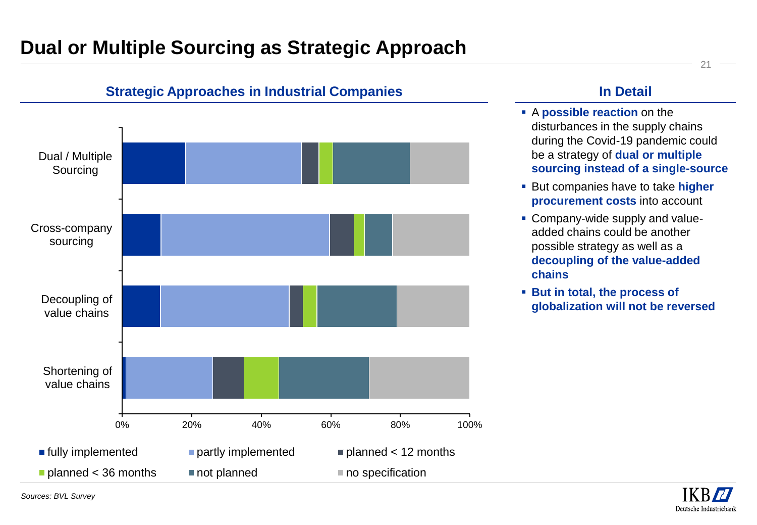# Dual or Multiple Sourcing as Strategic Approach

## Strategic Approaches in Industrial Companies

Categories: Dual / Multiple Sourcing; Cross-company sourcing; Decoupling of value chains; Shortening of value chains

Axis: 0%, 20%, 40%, 60%, 80%, 100%

Legend: fully implemented; partly implemented; planned < 12 months; planned < 36 months; not planned; no specification

## In Detail

- A **possible reaction** on the disturbances in the supply chains during the Covid-19 pandemic could be a strategy of **dual or multiple sourcing instead of a single-source**
- But companies have to take **higher procurement costs** into account
- Company-wide supply and value-added chains could be another possible strategy as well as a **decoupling of the value-added chains**
- **But in total, the process of globalization will not be reversed**

*Sources: BVL Survey*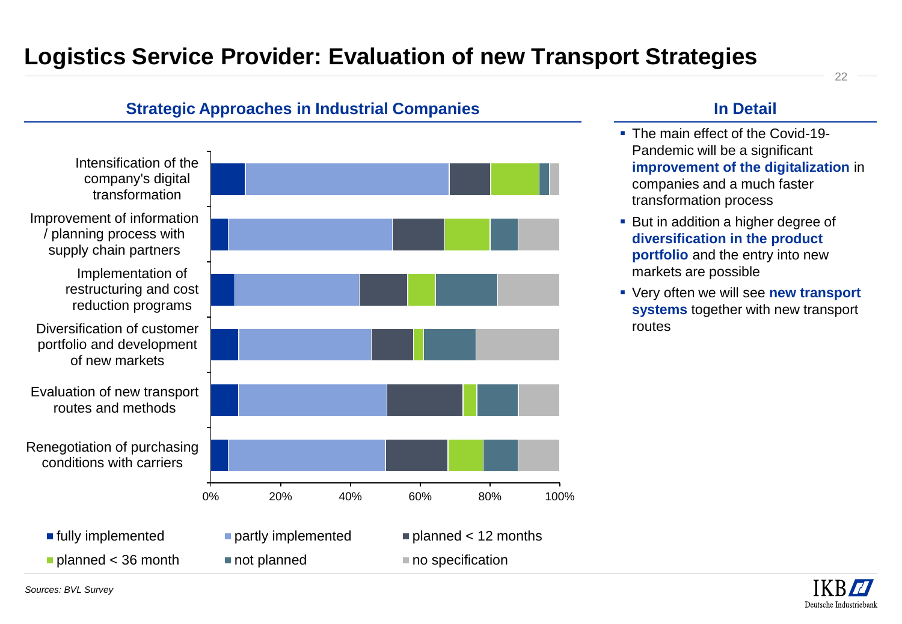# Logistics Service Provider: Evaluation of new Transport Strategies

## Strategic Approaches in Industrial Companies

Categories (chart):

- Intensification of the company's digital transformation
- Improvement of information / planning process with supply chain partners
- Implementation of restructuring and cost reduction programs
- Diversification of customer portfolio and development of new markets
- Evaluation of new transport routes and methods
- Renegotiation of purchasing conditions with carriers

Axis: 0%, 20%, 40%, 60%, 80%, 100%

Legend: fully implemented; partly implemented; planned < 12 months; planned < 36 month; not planned; no specification

## In Detail

- The main effect of the Covid-19-Pandemic will be a significant **improvement of the digitalization** in companies and a much faster transformation process
- But in addition a higher degree of **diversification in the product portfolio** and the entry into new markets are possible
- Very often we will see **new transport systems** together with new transport routes

*Sources: BVL Survey*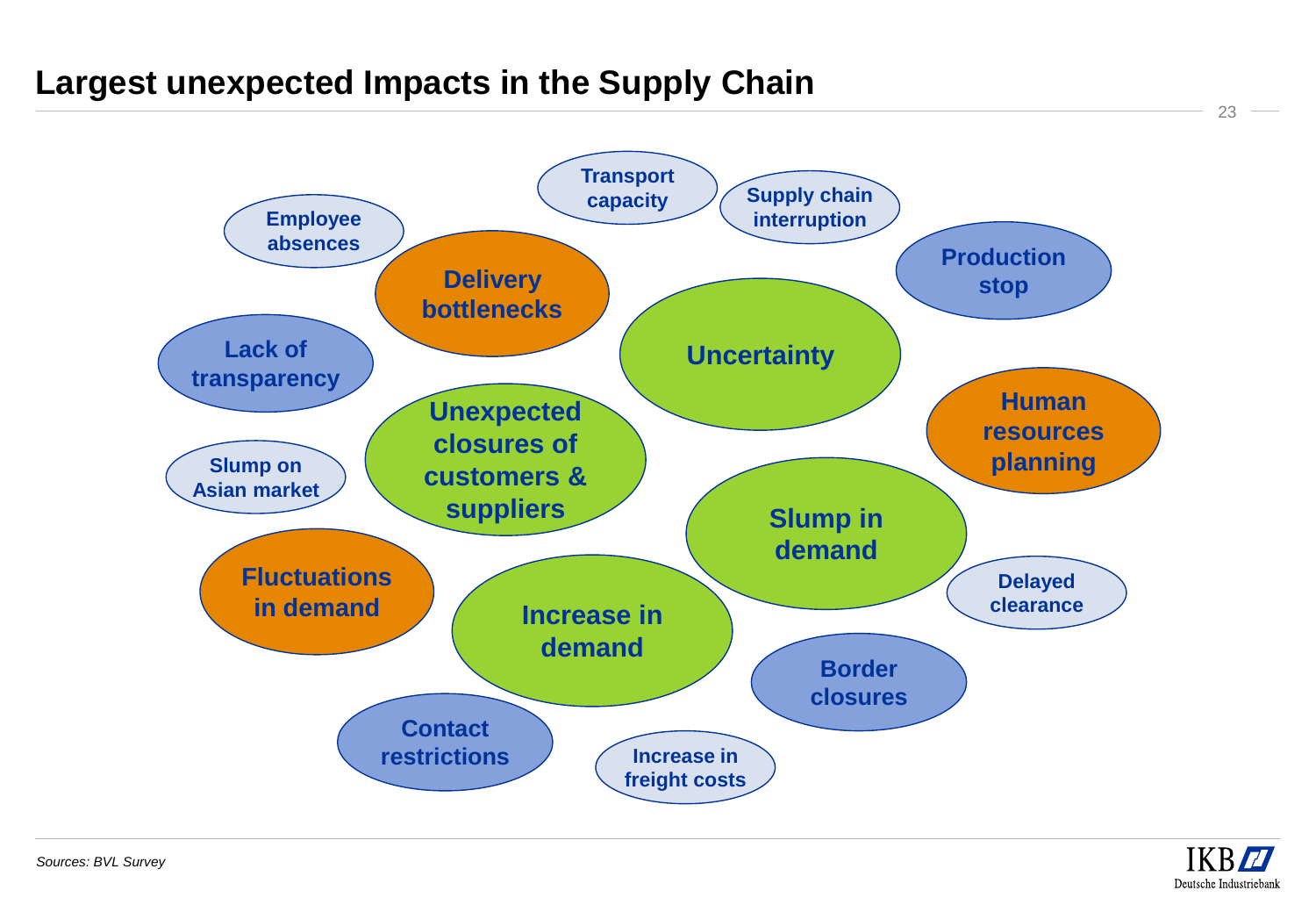# Largest unexpected Impacts in the Supply Chain

- Transport capacity
- Supply chain interruption
- Employee absences
- Production stop
- Delivery bottlenecks
- Uncertainty
- Lack of transparency
- Human resources planning
- Unexpected closures of customers & suppliers
- Slump on Asian market
- Slump in demand
- Fluctuations in demand
- Delayed clearance
- Increase in demand
- Border closures
- Contact restrictions
- Increase in freight costs

*Sources: BVL Survey*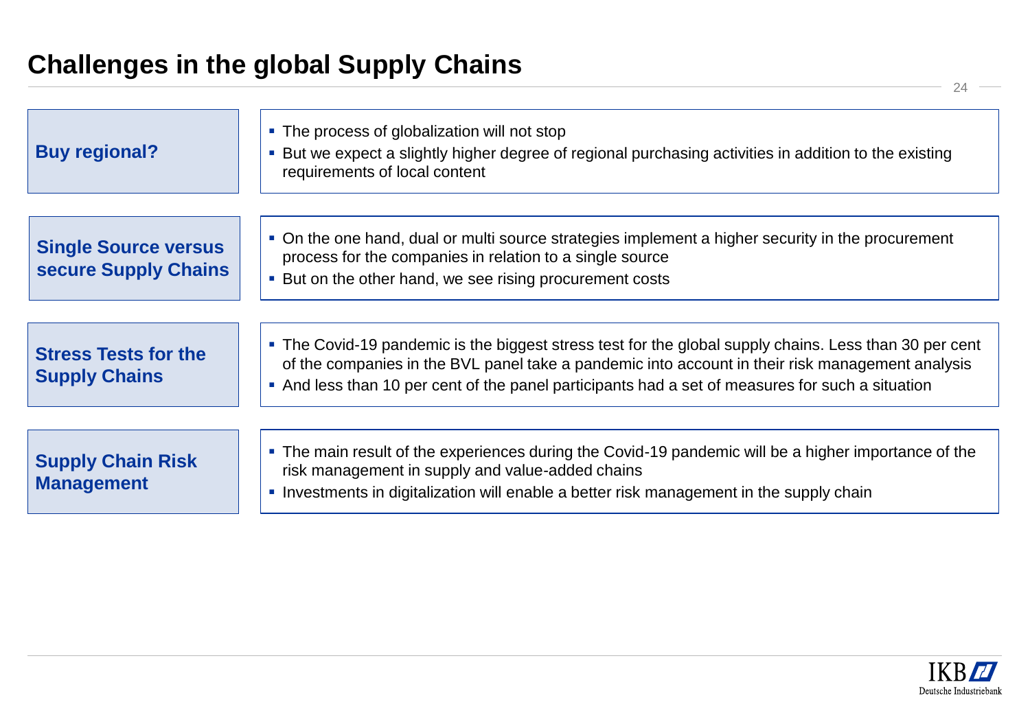# Challenges in the global Supply Chains

## Buy regional?

- The process of globalization will not stop
- But we expect a slightly higher degree of regional purchasing activities in addition to the existing requirements of local content

## Single Source versus secure Supply Chains

- On the one hand, dual or multi source strategies implement a higher security in the procurement process for the companies in relation to a single source
- But on the other hand, we see rising procurement costs

## Stress Tests for the Supply Chains

- The Covid-19 pandemic is the biggest stress test for the global supply chains. Less than 30 per cent of the companies in the BVL panel take a pandemic into account in their risk management analysis
- And less than 10 per cent of the panel participants had a set of measures for such a situation

## Supply Chain Risk Management

- The main result of the experiences during the Covid-19 pandemic will be a higher importance of the risk management in supply and value-added chains
- Investments in digitalization will enable a better risk management in the supply chain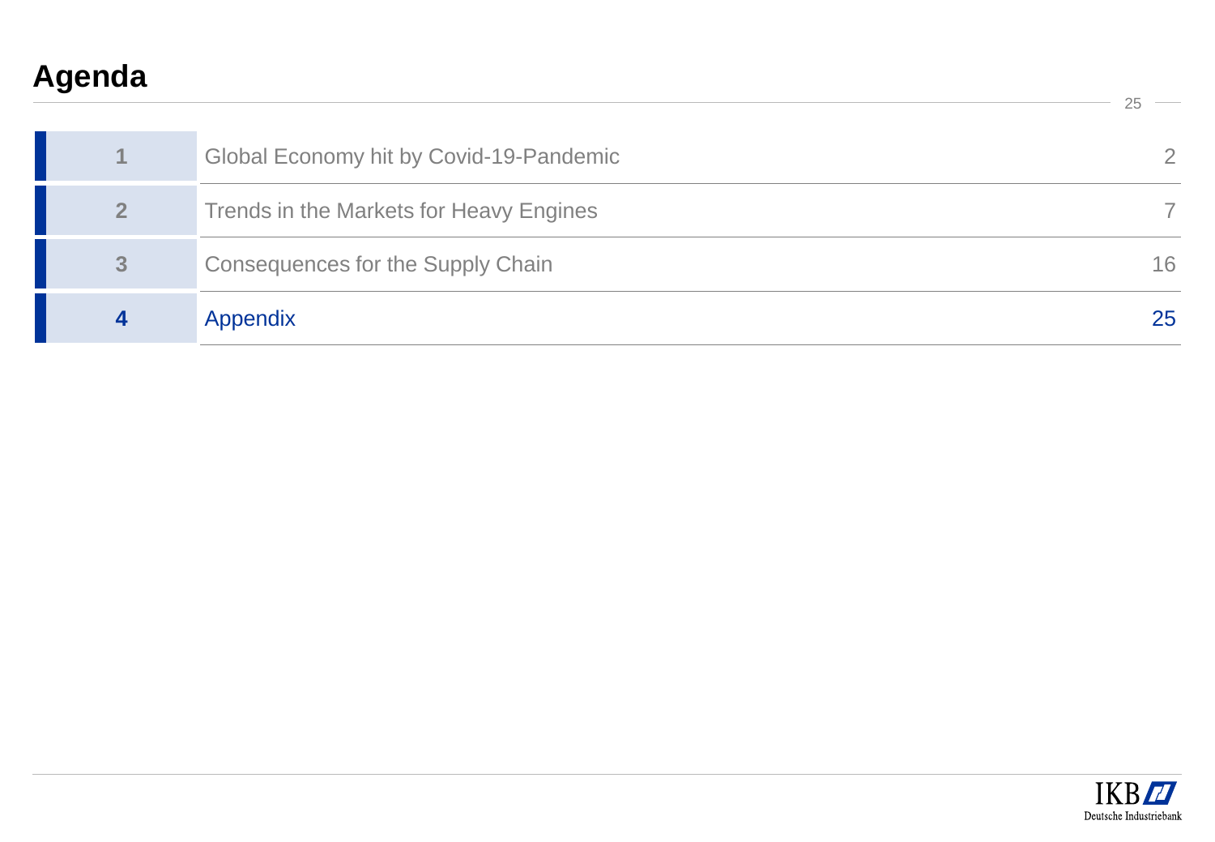# Agenda

| | | |
|---|---|---|
| 1 | Global Economy hit by Covid-19-Pandemic | 2 |
| 2 | Trends in the Markets for Heavy Engines | 7 |
| 3 | Consequences for the Supply Chain | 16 |
| **4** | **Appendix** | **25** |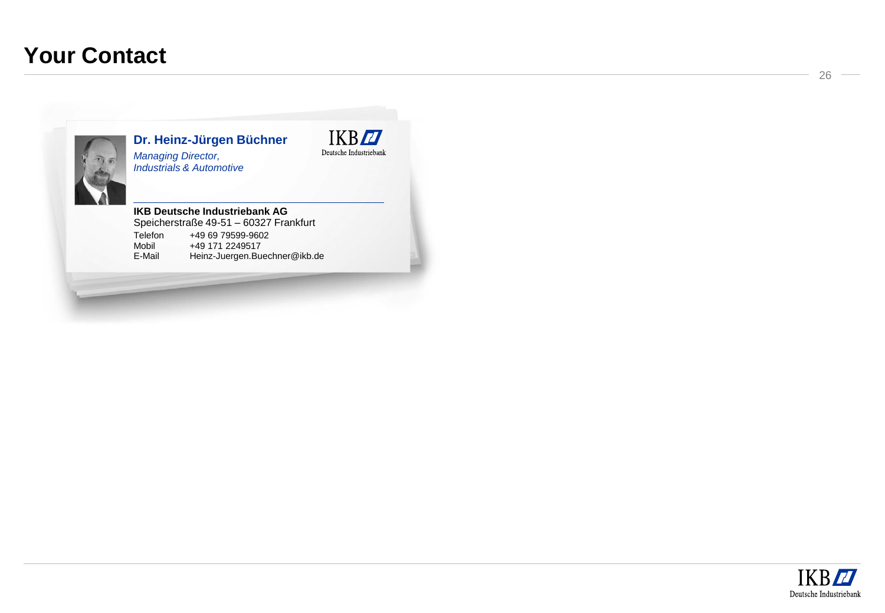# Your Contact

**Dr. Heinz-Jürgen Büchner**

*Managing Director,*
*Industrials & Automotive*

IKB
Deutsche Industriebank

**IKB Deutsche Industriebank AG**
Speicherstraße 49-51 – 60327 Frankfurt

| | |
|---|---|
| Telefon | +49 69 79599-9602 |
| Mobil | +49 171 2249517 |
| E-Mail | Heinz-Juergen.Buechner@ikb.de |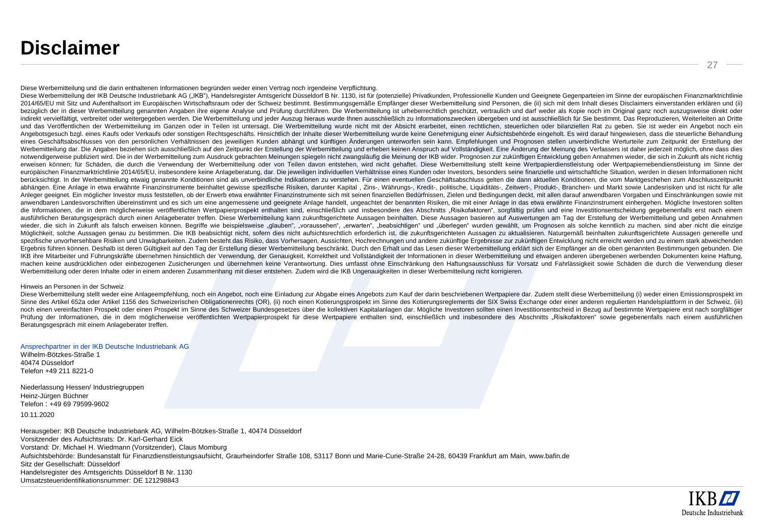# Disclaimer

Diese Werbemitteilung und die darin enthaltenen Informationen begründen weder einen Vertrag noch irgendeine Verpflichtung.

Diese Werbemitteilung der IKB Deutsche Industriebank AG („IKB"), Handelsregister Amtsgericht Düsseldorf B Nr. 1130, ist für (potenzielle) Privatkunden, Professionelle Kunden und Geeignete Gegenparteien im Sinne der europäischen Finanzmarktrichtlinie 2014/65/EU mit Sitz und Aufenthaltsort im Europäischen Wirtschaftsraum oder der Schweiz bestimmt. Bestimmungsgemäße Empfänger dieser Werbemitteilung sind Personen, die (i) sich mit dem Inhalt dieses Disclaimers einverstanden erklären und (ii) bezüglich der in dieser Werbemitteilung genannten Angaben ihre eigene Analyse und Prüfung durchführen. Die Werbemitteilung ist urheberrechtlich geschützt, vertraulich und darf weder als Kopie noch im Original ganz noch auszugsweise direkt oder indirekt vervielfältigt, verbreitet oder weitergegeben werden. Die Werbemitteilung und jeder Auszug hieraus wurde Ihnen ausschließlich zu Informationszwecken übergeben und ist ausschließlich für Sie bestimmt. Das Reproduzieren, Weiterleiten an Dritte und das Veröffentlichen der Werbemitteilung im Ganzen oder in Teilen ist untersagt. Die Werbemitteilung wurde nicht mit der Absicht erarbeitet, einen rechtlichen, steuerlichen oder bilanziellen Rat zu geben. Sie ist weder ein Angebot noch ein Angebotsgesuch bzgl. eines Kaufs oder Verkaufs oder sonstigen Rechtsgeschäfts. Hinsichtlich der Inhalte dieser Werbemitteilung wurde keine Genehmigung einer Aufsichtsbehörde eingeholt. Es wird darauf hingewiesen, dass die steuerliche Behandlung eines Geschäftsabschlusses von den persönlichen Verhältnissen des jeweiligen Kunden abhängt und künftigen Änderungen unterworfen sein kann. Empfehlungen und Prognosen stellen unverbindliche Werturteile zum Zeitpunkt der Erstellung der Werbemitteilung dar. Die Angaben beziehen sich ausschließlich auf den Zeitpunkt der Erstellung der Werbemitteilung und erheben keinen Anspruch auf Vollständigkeit. Eine Änderung der Meinung des Verfassers ist daher jederzeit möglich, ohne dass dies notwendigerweise publiziert wird. Die in der Werbemitteilung zum Ausdruck gebrachten Meinungen spiegeln nicht zwangsläufig die Meinung der IKB wider. Prognosen zur zukünftigen Entwicklung geben Annahmen wieder, die sich in Zukunft als nicht richtig erweisen können; für Schäden, die durch die Verwendung der Werbemitteilung oder von Teilen davon entstehen, wird nicht gehaftet. Diese Werbemitteilung stellt keine Wertpapierdienstleistung oder Wertpapiernebendienstleistung im Sinne der europäischen Finanzmarktrichtlinie 2014/65/EU, insbesondere keine Anlageberatung, dar. Die jeweiligen individuellen Verhältnisse eines Kunden oder Investors, besonders seine finanzielle und wirtschaftliche Situation, werden in diesen Informationen nicht berücksichtigt. In der Werbemitteilung etwaig genannte Konditionen sind als unverbindliche Indikationen zu verstehen. Für einen eventuellen Geschäftsabschluss gelten die dann aktuellen Konditionen, die vom Marktgeschehen zum Abschlusszeitpunkt abhängen. Eine Anlage in etwa erwähnte Finanzinstrumente beinhaltet gewisse spezifische Risiken, darunter Kapital , Zins-, Währungs-, Kredit-, politische, Liquiditäts-, Zeitwert-, Produkt-, Branchen- und Markt sowie Landesrisiken und ist nicht für alle Anleger geeignet. Ein möglicher Investor muss feststellen, ob der Erwerb etwa erwähnter Finanzinstrumente sich mit seinen finanziellen Bedürfnissen, Zielen und Bedingungen deckt, mit allen darauf anwendbaren Vorgaben und Einschränkungen sowie mit anwendbaren Landesvorschriften übereinstimmt und es sich um eine angemessene und geeignete Anlage handelt, ungeachtet der benannten Risiken, die mit einer Anlage in das etwa erwähnte Finanzinstrument einhergehen. Mögliche Investoren sollten die Informationen, die in dem möglicherweise veröffentlichten Wertpapierprospekt enthalten sind, einschließlich und insbesondere des Abschnitts „Risikofaktoren", sorgfältig prüfen und eine Investitionsentscheidung gegebenenfalls erst nach einem ausführlichen Beratungsgespräch durch einen Anlageberater treffen. Diese Werbemitteilung kann zukunftsgerichtete Aussagen beinhalten. Diese Aussagen basieren auf Auswertungen am Tag der Erstellung der Werbemitteilung und geben Annahmen wieder, die sich in Zukunft als falsch erweisen können. Begriffe wie beispielsweise „glauben", „voraussehen", „erwarten", „beabsichtigen" und „überlegen" wurden gewählt, um Prognosen als solche kenntlich zu machen, sind aber nicht die einzige Möglichkeit, solche Aussagen genau zu bestimmen. Die IKB beabsichtigt nicht, sofern dies nicht aufsichtsrechtlich erforderlich ist, die zukunftsgerichteten Aussagen zu aktualisieren. Naturgemäß beinhalten zukunftsgerichtete Aussagen generelle und spezifische unvorhersehbare Risiken und Unwägbarkeiten. Zudem besteht das Risiko, dass Vorhersagen, Aussichten, Hochrechnungen und andere zukünftige Ergebnisse zur zukünftigen Entwicklung nicht erreicht werden und zu einem stark abweichenden Ergebnis führen können. Deshalb ist deren Gültigkeit auf den Tag der Erstellung dieser Werbemitteilung beschränkt. Durch den Erhalt und das Lesen dieser Werbemitteilung erklärt sich der Empfänger an die oben genannten Bestimmungen gebunden. Die IKB ihre Mitarbeiter und Führungskräfte übernehmen hinsichtlich der Verwendung, der Genauigkeit, Korrektheit und Vollständigkeit der Informationen in dieser Werbemitteilung und etwaigen anderen übergebenen werbenden Dokumenten keine Haftung, machen keine ausdrücklichen oder einbezogenen Zusicherungen und übernehmen keine Verantwortung. Dies umfasst ohne Einschränkung den Haftungsausschluss für Vorsatz und Fahrlässigkeit sowie Schäden die durch die Verwendung dieser Werbemitteilung oder deren Inhalte oder in einem anderen Zusammenhang mit dieser entstehen. Zudem wird die IKB Ungenauigkeiten in dieser Werbemitteilung nicht korrigieren.

Hinweis an Personen in der Schweiz

Diese Werbemitteilung stellt weder eine Anlageempfehlung, noch ein Angebot, noch eine Einladung zur Abgabe eines Angebots zum Kauf der darin beschriebenen Wertpapiere dar. Zudem stellt diese Werbemitteilung (i) weder einen Emissionsprospekt im Sinne des Artikel 652a oder Artikel 1156 des Schweizerischen Obligationenrechts (OR), (ii) noch einen Kotierungsprospekt im Sinne des Kotierungsreglements der SIX Swiss Exchange oder einer anderen regulierten Handelsplattform in der Schweiz, (iii) noch einen vereinfachten Prospekt oder einen Prospekt im Sinne des Schweizer Bundesgesetzes über die kollektiven Kapitalanlagen dar. Mögliche Investoren sollten einen Investitionsentscheid in Bezug auf bestimmte Wertpapiere erst nach sorgfältiger Prüfung der Informationen, die in dem möglicherweise veröffentlichten Wertpapierprospekt für diese Wertpapiere enthalten sind, einschließlich und insbesondere des Abschnitts „Risikofaktoren" sowie gegebenenfalls nach einem ausführlichen Beratungsgespräch mit einem Anlageberater treffen.

Ansprechpartner in der IKB Deutsche Industriebank AG
Wilhelm-Bötzkes-Straße 1
40474 Düsseldorf
Telefon +49 211 8221-0

Niederlassung Hessen/ Industriegruppen
Heinz-Jürgen Büchner
Telefon : +49 69 79599-9602

10.11.2020

Herausgeber: IKB Deutsche Industriebank AG, Wilhelm-Bötzkes-Straße 1, 40474 Düsseldorf
Vorsitzender des Aufsichtsrats: Dr. Karl-Gerhard Eick
Vorstand: Dr. Michael H. Wiedmann (Vorsitzender), Claus Momburg
Aufsichtsbehörde: Bundesanstalt für Finanzdienstleistungsaufsicht, Graurheindorfer Straße 108, 53117 Bonn und Marie-Curie-Straße 24-28, 60439 Frankfurt am Main, www.bafin.de
Sitz der Gesellschaft: Düsseldorf
Handelsregister des Amtsgerichts Düsseldorf B Nr. 1130
Umsatzsteueridentifikationsnummer: DE 121298843

IKB Deutsche Industriebank